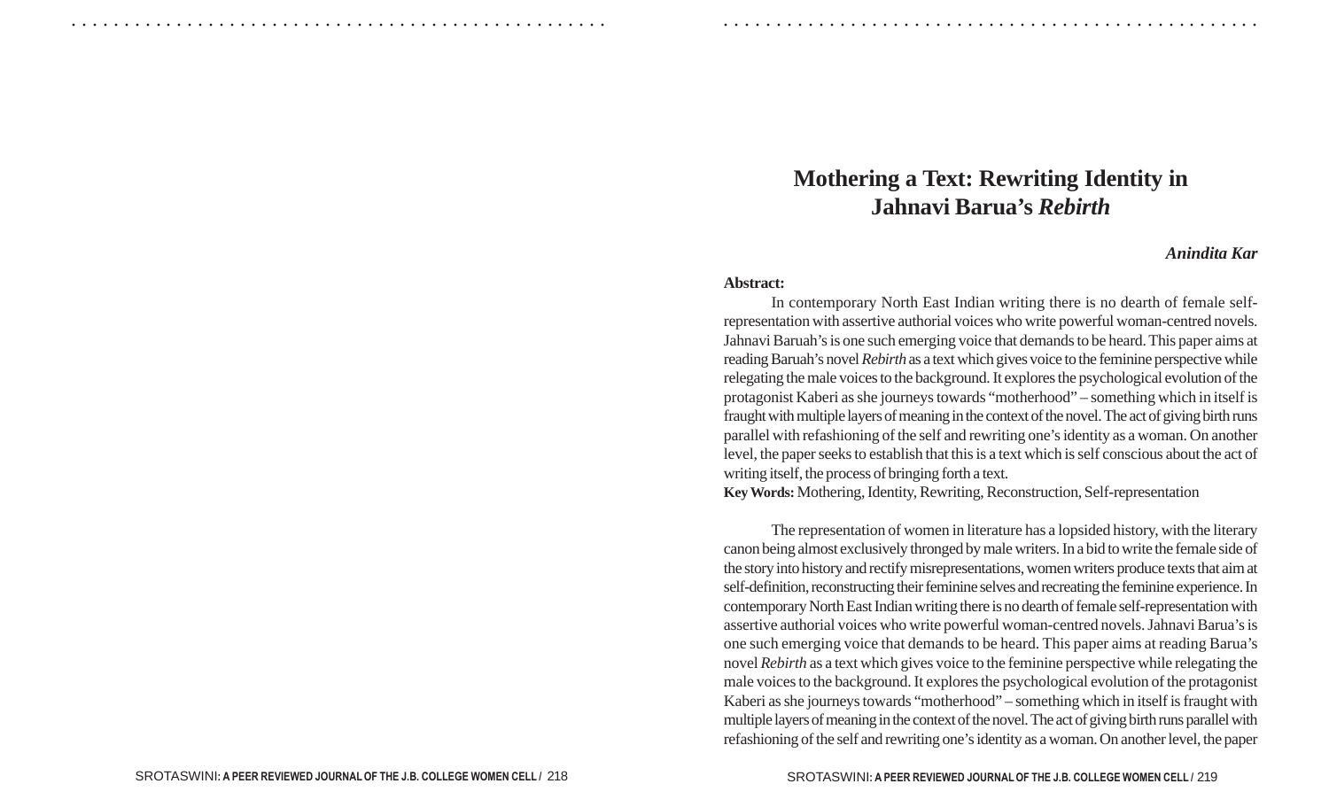# Mothering a Text: Rewriting Identity in Jahnavi Barua's *Rebirth*

***Anindita Kar***

**Abstract:**

In contemporary North East Indian writing there is no dearth of female self-representation with assertive authorial voices who write powerful woman-centred novels. Jahnavi Baruah's is one such emerging voice that demands to be heard. This paper aims at reading Baruah's novel *Rebirth* as a text which gives voice to the feminine perspective while relegating the male voices to the background. It explores the psychological evolution of the protagonist Kaberi as she journeys towards "motherhood" – something which in itself is fraught with multiple layers of meaning in the context of the novel. The act of giving birth runs parallel with refashioning of the self and rewriting one's identity as a woman. On another level, the paper seeks to establish that this is a text which is self conscious about the act of writing itself, the process of bringing forth a text.

**Key Words:** Mothering, Identity, Rewriting, Reconstruction, Self-representation

The representation of women in literature has a lopsided history, with the literary canon being almost exclusively thronged by male writers. In a bid to write the female side of the story into history and rectify misrepresentations, women writers produce texts that aim at self-definition, reconstructing their feminine selves and recreating the feminine experience. In contemporary North East Indian writing there is no dearth of female self-representation with assertive authorial voices who write powerful woman-centred novels. Jahnavi Barua's is one such emerging voice that demands to be heard. This paper aims at reading Barua's novel *Rebirth* as a text which gives voice to the feminine perspective while relegating the male voices to the background. It explores the psychological evolution of the protagonist Kaberi as she journeys towards "motherhood" – something which in itself is fraught with multiple layers of meaning in the context of the novel. The act of giving birth runs parallel with refashioning of the self and rewriting one's identity as a woman. On another level, the paper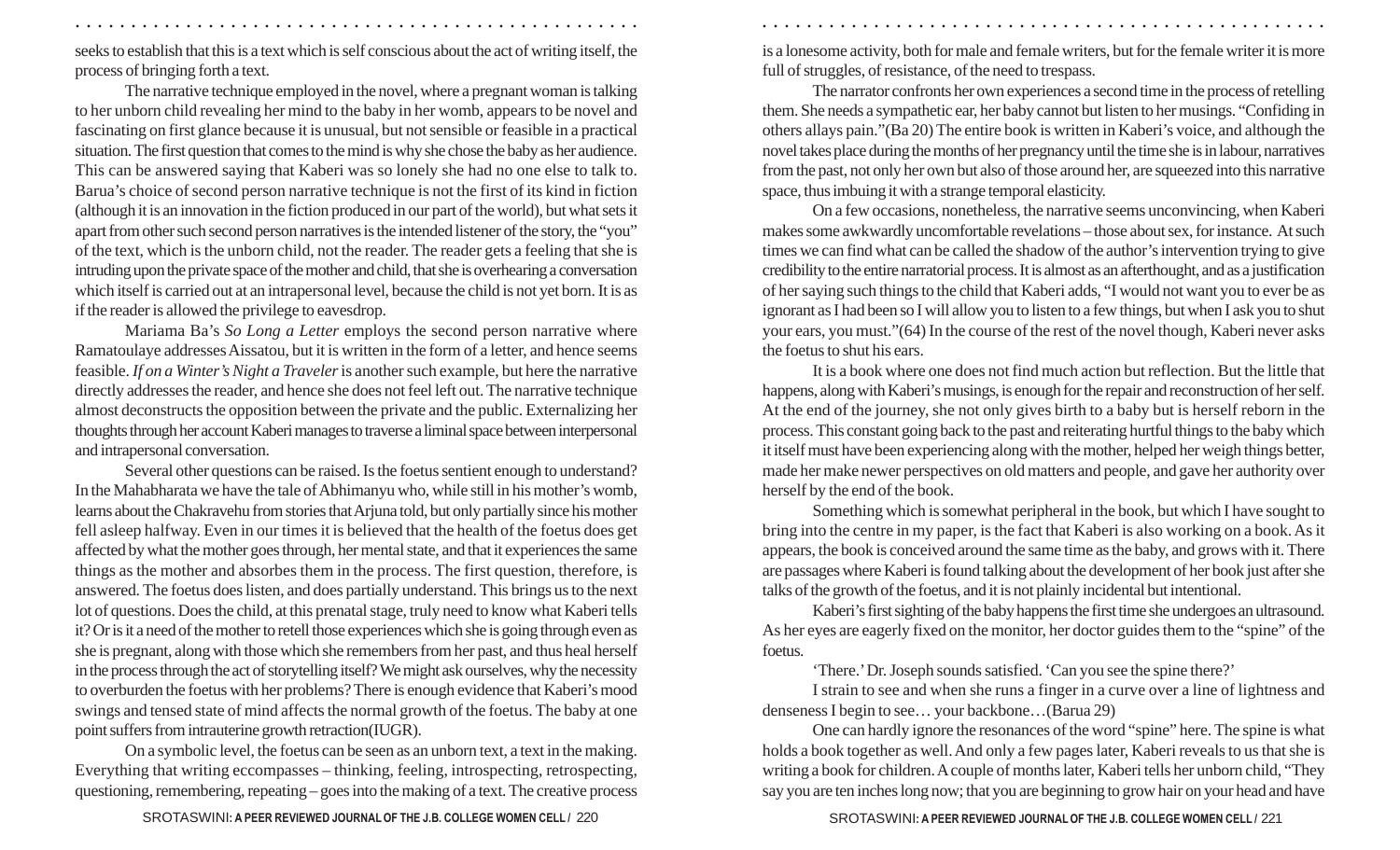seeks to establish that this is a text which is self conscious about the act of writing itself, the process of bringing forth a text.

The narrative technique employed in the novel, where a pregnant woman is talking to her unborn child revealing her mind to the baby in her womb, appears to be novel and fascinating on first glance because it is unusual, but not sensible or feasible in a practical situation. The first question that comes to the mind is why she chose the baby as her audience. This can be answered saying that Kaberi was so lonely she had no one else to talk to. Barua's choice of second person narrative technique is not the first of its kind in fiction (although it is an innovation in the fiction produced in our part of the world), but what sets it apart from other such second person narratives is the intended listener of the story, the "you" of the text, which is the unborn child, not the reader. The reader gets a feeling that she is intruding upon the private space of the mother and child, that she is overhearing a conversation which itself is carried out at an intrapersonal level, because the child is not yet born. It is as if the reader is allowed the privilege to eavesdrop.

Mariama Ba's *So Long a Letter* employs the second person narrative where Ramatoulaye addresses Aissatou, but it is written in the form of a letter, and hence seems feasible. *If on a Winter's Night a Traveler* is another such example, but here the narrative directly addresses the reader, and hence she does not feel left out. The narrative technique almost deconstructs the opposition between the private and the public. Externalizing her thoughts through her account Kaberi manages to traverse a liminal space between interpersonal and intrapersonal conversation.

Several other questions can be raised. Is the foetus sentient enough to understand? In the Mahabharata we have the tale of Abhimanyu who, while still in his mother's womb, learns about the Chakravehu from stories that Arjuna told, but only partially since his mother fell asleep halfway. Even in our times it is believed that the health of the foetus does get affected by what the mother goes through, her mental state, and that it experiences the same things as the mother and absorbes them in the process. The first question, therefore, is answered. The foetus does listen, and does partially understand. This brings us to the next lot of questions. Does the child, at this prenatal stage, truly need to know what Kaberi tells it? Or is it a need of the mother to retell those experiences which she is going through even as she is pregnant, along with those which she remembers from her past, and thus heal herself in the process through the act of storytelling itself? We might ask ourselves, why the necessity to overburden the foetus with her problems? There is enough evidence that Kaberi's mood swings and tensed state of mind affects the normal growth of the foetus. The baby at one point suffers from intrauterine growth retraction(IUGR).

On a symbolic level, the foetus can be seen as an unborn text, a text in the making. Everything that writing eccompasses – thinking, feeling, introspecting, retrospecting, questioning, remembering, repeating – goes into the making of a text. The creative process is a lonesome activity, both for male and female writers, but for the female writer it is more full of struggles, of resistance, of the need to trespass.

The narrator confronts her own experiences a second time in the process of retelling them. She needs a sympathetic ear, her baby cannot but listen to her musings. "Confiding in others allays pain."(Ba 20) The entire book is written in Kaberi's voice, and although the novel takes place during the months of her pregnancy until the time she is in labour, narratives from the past, not only her own but also of those around her, are squeezed into this narrative space, thus imbuing it with a strange temporal elasticity.

On a few occasions, nonetheless, the narrative seems unconvincing, when Kaberi makes some awkwardly uncomfortable revelations – those about sex, for instance. At such times we can find what can be called the shadow of the author's intervention trying to give credibility to the entire narratorial process. It is almost as an afterthought, and as a justification of her saying such things to the child that Kaberi adds, "I would not want you to ever be as ignorant as I had been so I will allow you to listen to a few things, but when I ask you to shut your ears, you must."(64) In the course of the rest of the novel though, Kaberi never asks the foetus to shut his ears.

It is a book where one does not find much action but reflection. But the little that happens, along with Kaberi's musings, is enough for the repair and reconstruction of her self. At the end of the journey, she not only gives birth to a baby but is herself reborn in the process. This constant going back to the past and reiterating hurtful things to the baby which it itself must have been experiencing along with the mother, helped her weigh things better, made her make newer perspectives on old matters and people, and gave her authority over herself by the end of the book.

Something which is somewhat peripheral in the book, but which I have sought to bring into the centre in my paper, is the fact that Kaberi is also working on a book. As it appears, the book is conceived around the same time as the baby, and grows with it. There are passages where Kaberi is found talking about the development of her book just after she talks of the growth of the foetus, and it is not plainly incidental but intentional.

Kaberi's first sighting of the baby happens the first time she undergoes an ultrasound. As her eyes are eagerly fixed on the monitor, her doctor guides them to the "spine" of the foetus.

'There.' Dr. Joseph sounds satisfied. 'Can you see the spine there?'

I strain to see and when she runs a finger in a curve over a line of lightness and denseness I begin to see… your backbone…(Barua 29)

One can hardly ignore the resonances of the word "spine" here. The spine is what holds a book together as well. And only a few pages later, Kaberi reveals to us that she is writing a book for children. A couple of months later, Kaberi tells her unborn child, "They say you are ten inches long now; that you are beginning to grow hair on your head and have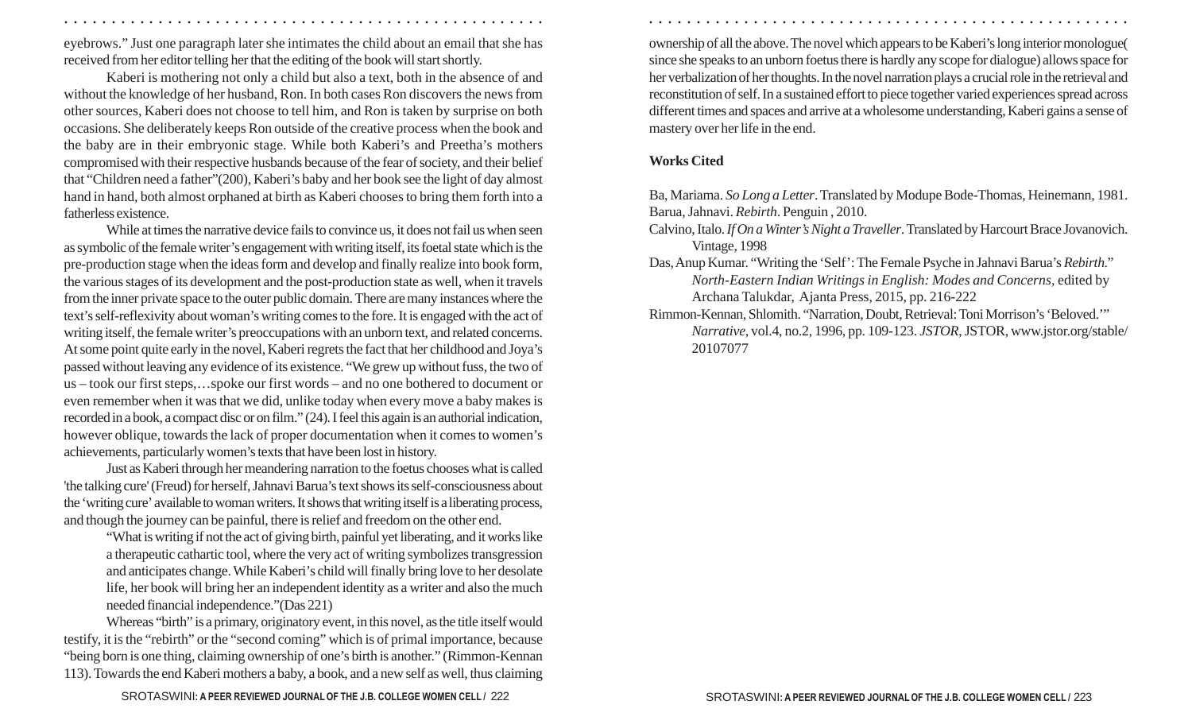eyebrows." Just one paragraph later she intimates the child about an email that she has received from her editor telling her that the editing of the book will start shortly.

Kaberi is mothering not only a child but also a text, both in the absence of and without the knowledge of her husband, Ron. In both cases Ron discovers the news from other sources, Kaberi does not choose to tell him, and Ron is taken by surprise on both occasions. She deliberately keeps Ron outside of the creative process when the book and the baby are in their embryonic stage. While both Kaberi's and Preetha's mothers compromised with their respective husbands because of the fear of society, and their belief that "Children need a father"(200), Kaberi's baby and her book see the light of day almost hand in hand, both almost orphaned at birth as Kaberi chooses to bring them forth into a fatherless existence.

While at times the narrative device fails to convince us, it does not fail us when seen as symbolic of the female writer's engagement with writing itself, its foetal state which is the pre-production stage when the ideas form and develop and finally realize into book form, the various stages of its development and the post-production state as well, when it travels from the inner private space to the outer public domain. There are many instances where the text's self-reflexivity about woman's writing comes to the fore. It is engaged with the act of writing itself, the female writer's preoccupations with an unborn text, and related concerns. At some point quite early in the novel, Kaberi regrets the fact that her childhood and Joya's passed without leaving any evidence of its existence. "We grew up without fuss, the two of us – took our first steps,…spoke our first words – and no one bothered to document or even remember when it was that we did, unlike today when every move a baby makes is recorded in a book, a compact disc or on film." (24). I feel this again is an authorial indication, however oblique, towards the lack of proper documentation when it comes to women's achievements, particularly women's texts that have been lost in history.

Just as Kaberi through her meandering narration to the foetus chooses what is called 'the talking cure' (Freud) for herself, Jahnavi Barua's text shows its self-consciousness about the 'writing cure' available to woman writers. It shows that writing itself is a liberating process, and though the journey can be painful, there is relief and freedom on the other end.

> "What is writing if not the act of giving birth, painful yet liberating, and it works like a therapeutic cathartic tool, where the very act of writing symbolizes transgression and anticipates change. While Kaberi's child will finally bring love to her desolate life, her book will bring her an independent identity as a writer and also the much needed financial independence."(Das 221)

Whereas "birth" is a primary, originatory event, in this novel, as the title itself would testify, it is the "rebirth" or the "second coming" which is of primal importance, because "being born is one thing, claiming ownership of one's birth is another." (Rimmon-Kennan 113). Towards the end Kaberi mothers a baby, a book, and a new self as well, thus claiming ownership of all the above. The novel which appears to be Kaberi's long interior monologue( since she speaks to an unborn foetus there is hardly any scope for dialogue) allows space for her verbalization of her thoughts. In the novel narration plays a crucial role in the retrieval and reconstitution of self. In a sustained effort to piece together varied experiences spread across different times and spaces and arrive at a wholesome understanding, Kaberi gains a sense of mastery over her life in the end.

**Works Cited**

Ba, Mariama. *So Long a Letter*. Translated by Modupe Bode-Thomas, Heinemann, 1981.

Barua, Jahnavi. *Rebirth*. Penguin , 2010.

Calvino, Italo. *If On a Winter's Night a Traveller*. Translated by Harcourt Brace Jovanovich. Vintage, 1998

Das, Anup Kumar. "Writing the 'Self': The Female Psyche in Jahnavi Barua's *Rebirth*." *North-Eastern Indian Writings in English: Modes and Concerns*, edited by Archana Talukdar, Ajanta Press, 2015, pp. 216-222

Rimmon-Kennan, Shlomith. "Narration, Doubt, Retrieval: Toni Morrison's 'Beloved.'" *Narrative*, vol.4, no.2, 1996, pp. 109-123. *JSTOR*, JSTOR, www.jstor.org/stable/20107077